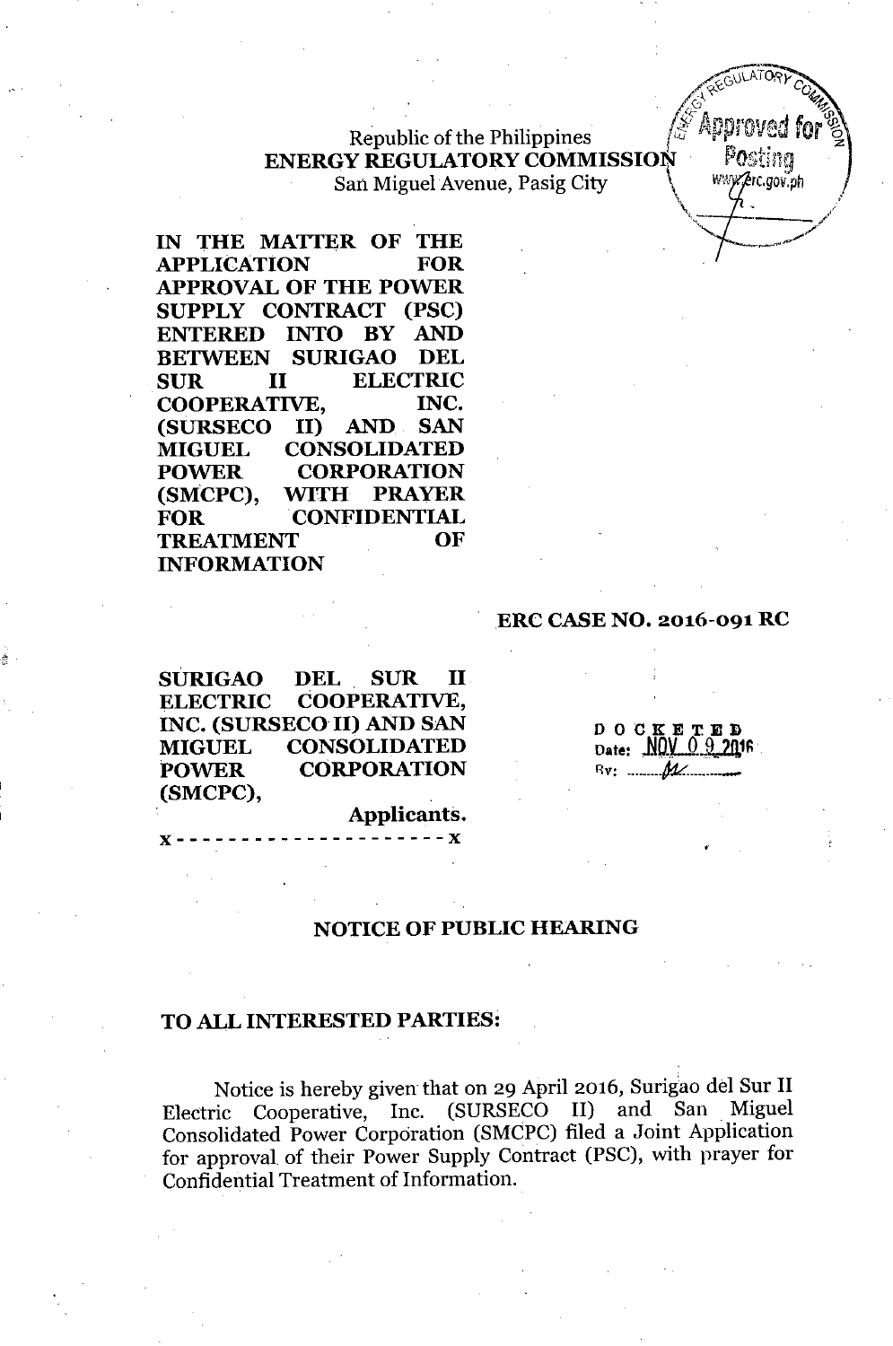Republic of the Philippines
**ENERGY REGULATORY COMMISSION**
San Miguel Avenue, Pasig City

Approved for Posting
www.erc.gov.ph

**IN THE MATTER OF THE APPLICATION FOR APPROVAL OF THE POWER SUPPLY CONTRACT (PSC) ENTERED INTO BY AND BETWEEN SURIGAO DEL SUR II ELECTRIC COOPERATIVE, INC. (SURSECO II) AND SAN MIGUEL CONSOLIDATED POWER CORPORATION (SMCPC), WITH PRAYER FOR CONFIDENTIAL TREATMENT OF INFORMATION**

**ERC CASE NO. 2016-091 RC**

**SURIGAO DEL SUR II ELECTRIC COOPERATIVE, INC. (SURSECO II) AND SAN MIGUEL CONSOLIDATED POWER CORPORATION (SMCPC),**

**Applicants.**

x - - - - - - - - - - - - - - - - - - - - - x

DOCKETED
Date: NOV 09 2016
By: ______

## NOTICE OF PUBLIC HEARING

**TO ALL INTERESTED PARTIES:**

Notice is hereby given that on 29 April 2016, Surigao del Sur II Electric Cooperative, Inc. (SURSECO II) and San Miguel Consolidated Power Corporation (SMCPC) filed a Joint Application for approval of their Power Supply Contract (PSC), with prayer for Confidential Treatment of Information.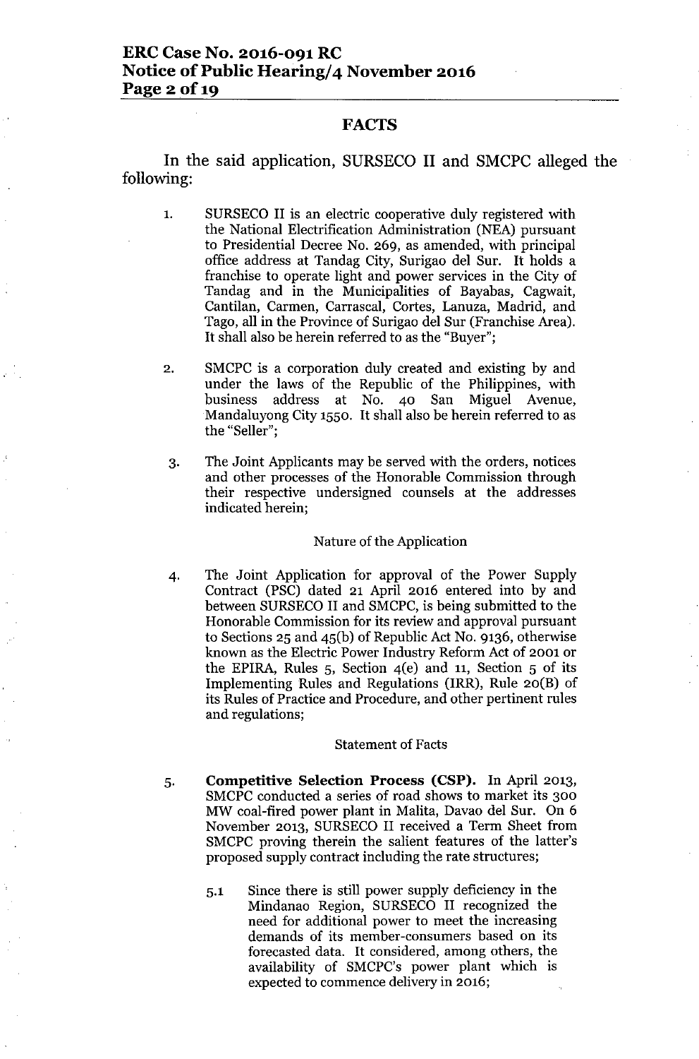## FACTS

In the said application, SURSECO II and SMCPC alleged the following:

1. SURSECO II is an electric cooperative duly registered with the National Electrification Administration (NEA) pursuant to Presidential Decree No. 269, as amended, with principal office address at Tandag City, Surigao del Sur. It holds a franchise to operate light and power services in the City of Tandag and in the Municipalities of Bayabas, Cagwait, Cantilan, Carmen, Carrascal, Cortes, Lanuza, Madrid, and Tago, all in the Province of Surigao del Sur (Franchise Area). It shall also be herein referred to as the "Buyer";

2. SMCPC is a corporation duly created and existing by and under the laws of the Republic of the Philippines, with business address at No. 40 San Miguel Avenue, Mandaluyong City 1550. It shall also be herein referred to as the "Seller";

3. The Joint Applicants may be served with the orders, notices and other processes of the Honorable Commission through their respective undersigned counsels at the addresses indicated herein;

Nature of the Application

4. The Joint Application for approval of the Power Supply Contract (PSC) dated 21 April 2016 entered into by and between SURSECO II and SMCPC, is being submitted to the Honorable Commission for its review and approval pursuant to Sections 25 and 45(b) of Republic Act No. 9136, otherwise known as the Electric Power Industry Reform Act of 2001 or the EPIRA, Rules 5, Section 4(e) and 11, Section 5 of its Implementing Rules and Regulations (IRR), Rule 20(B) of its Rules of Practice and Procedure, and other pertinent rules and regulations;

Statement of Facts

5. **Competitive Selection Process (CSP).** In April 2013, SMCPC conducted a series of road shows to market its 300 MW coal-fired power plant in Malita, Davao del Sur. On 6 November 2013, SURSECO II received a Term Sheet from SMCPC proving therein the salient features of the latter's proposed supply contract including the rate structures;

   5.1 Since there is still power supply deficiency in the Mindanao Region, SURSECO II recognized the need for additional power to meet the increasing demands of its member-consumers based on its forecasted data. It considered, among others, the availability of SMCPC's power plant which is expected to commence delivery in 2016;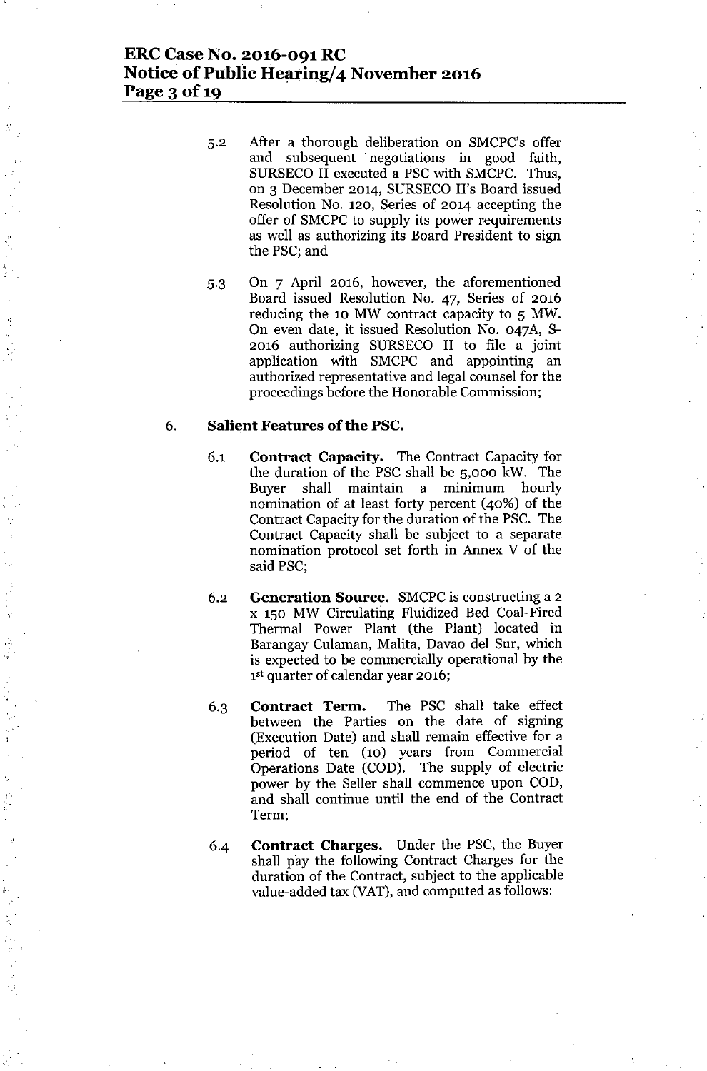5.2 After a thorough deliberation on SMCPC's offer and subsequent negotiations in good faith, SURSECO II executed a PSC with SMCPC. Thus, on 3 December 2014, SURSECO II's Board issued Resolution No. 120, Series of 2014 accepting the offer of SMCPC to supply its power requirements as well as authorizing its Board President to sign the PSC; and

5.3 On 7 April 2016, however, the aforementioned Board issued Resolution No. 47, Series of 2016 reducing the 10 MW contract capacity to 5 MW. On even date, it issued Resolution No. 047A, S-2016 authorizing SURSECO II to file a joint application with SMCPC and appointing an authorized representative and legal counsel for the proceedings before the Honorable Commission;

6. **Salient Features of the PSC.**

6.1 **Contract Capacity.** The Contract Capacity for the duration of the PSC shall be 5,000 kW. The Buyer shall maintain a minimum hourly nomination of at least forty percent (40%) of the Contract Capacity for the duration of the PSC. The Contract Capacity shall be subject to a separate nomination protocol set forth in Annex V of the said PSC;

6.2 **Generation Source.** SMCPC is constructing a 2 x 150 MW Circulating Fluidized Bed Coal-Fired Thermal Power Plant (the Plant) located in Barangay Culaman, Malita, Davao del Sur, which is expected to be commercially operational by the 1st quarter of calendar year 2016;

6.3 **Contract Term.** The PSC shall take effect between the Parties on the date of signing (Execution Date) and shall remain effective for a period of ten (10) years from Commercial Operations Date (COD). The supply of electric power by the Seller shall commence upon COD, and shall continue until the end of the Contract Term;

6.4 **Contract Charges.** Under the PSC, the Buyer shall pay the following Contract Charges for the duration of the Contract, subject to the applicable value-added tax (VAT), and computed as follows: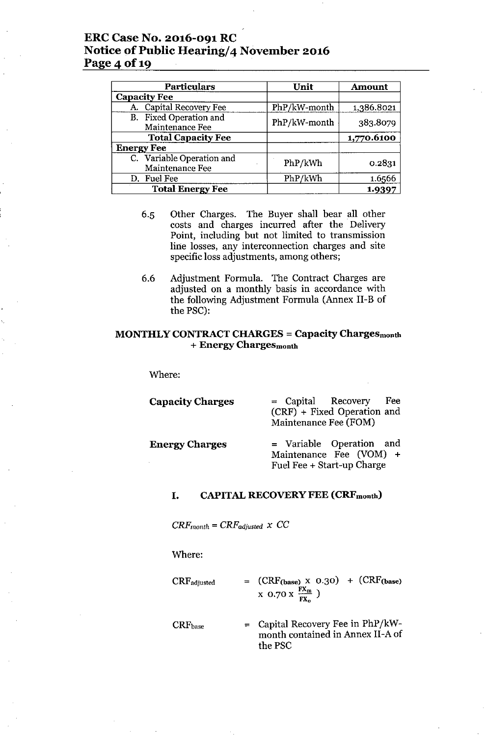| Particulars | Unit | Amount |
| --- | --- | --- |
| **Capacity Fee** | | |
| A. Capital Recovery Fee | PhP/kW-month | 1,386.8021 |
| B. Fixed Operation and Maintenance Fee | PhP/kW-month | 383.8079 |
| **Total Capacity Fee** | | **1,770.6100** |
| **Energy Fee** | | |
| C. Variable Operation and Maintenance Fee | PhP/kWh | 0.2831 |
| D. Fuel Fee | PhP/kWh | 1.6566 |
| **Total Energy Fee** | | **1.9397** |

6.5 Other Charges. The Buyer shall bear all other costs and charges incurred after the Delivery Point, including but not limited to transmission line losses, any interconnection charges and site specific loss adjustments, among others;

6.6 Adjustment Formula. The Contract Charges are adjusted on a monthly basis in accordance with the following Adjustment Formula (Annex II-B of the PSC):

**MONTHLY CONTRACT CHARGES = Capacity Charges$_{month}$ + Energy Charges$_{month}$**

Where:

**Capacity Charges** = Capital Recovery Fee (CRF) + Fixed Operation and Maintenance Fee (FOM)

**Energy Charges** = Variable Operation and Maintenance Fee (VOM) + Fuel Fee + Start-up Charge

### I. CAPITAL RECOVERY FEE (CRF$_{month}$)

$CRF_{month} = CRF_{adjusted} \times CC$

Where:

$CRF_{adjusted}$ = $(CRF_{(base)} \times 0.30) + (CRF_{(base)} \times 0.70 \times \frac{FX_m}{FX_o})$

$CRF_{base}$ = Capital Recovery Fee in PhP/kW-month contained in Annex II-A of the PSC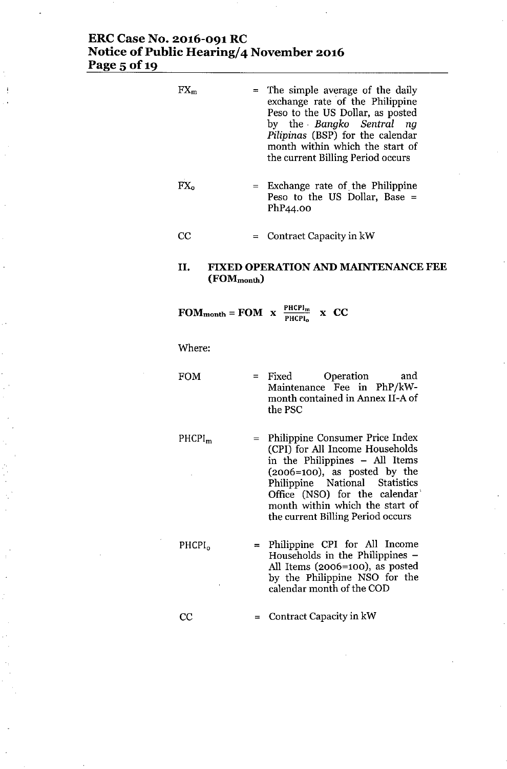| | | |
|---|---|---|
| $FX_m$ | = | The simple average of the daily exchange rate of the Philippine Peso to the US Dollar, as posted by the *Bangko Sentral ng Pilipinas* (BSP) for the calendar month within which the start of the current Billing Period occurs |
| $FX_o$ | = | Exchange rate of the Philippine Peso to the US Dollar, Base = PhP44.00 |
| CC | = | Contract Capacity in kW |

## II. FIXED OPERATION AND MAINTENANCE FEE ($FOM_{month}$)

$$FOM_{month} = FOM \times \frac{PHCPI_m}{PHCPI_o} \times CC$$

Where:

| | | |
|---|---|---|
| FOM | = | Fixed Operation and Maintenance Fee in PhP/kW-month contained in Annex II-A of the PSC |
| $PHCPI_m$ | = | Philippine Consumer Price Index (CPI) for All Income Households in the Philippines – All Items (2006=100), as posted by the Philippine National Statistics Office (NSO) for the calendar month within which the start of the current Billing Period occurs |
| $PHCPI_o$ | = | Philippine CPI for All Income Households in the Philippines – All Items (2006=100), as posted by the Philippine NSO for the calendar month of the COD |
| CC | = | Contract Capacity in kW |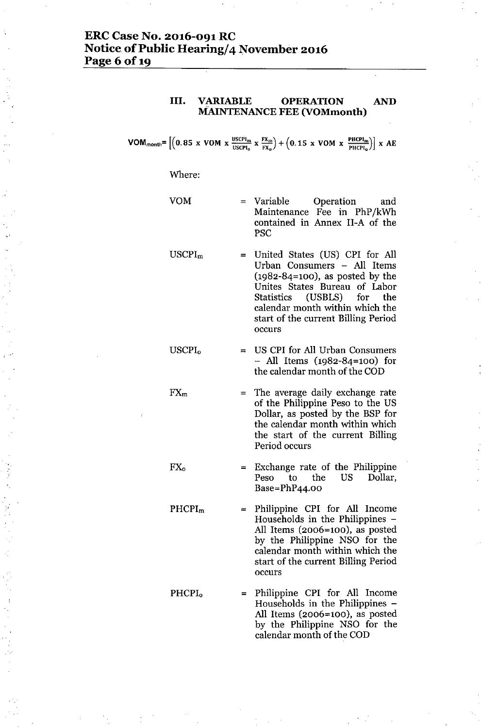### III. VARIABLE OPERATION AND MAINTENANCE FEE (VOMmonth)

$$VOM_{month} = \left[\left(0.85 \times VOM \times \frac{USCPI_m}{USCPI_o} \times \frac{FX_m}{FX_o}\right) + \left(0.15 \times VOM \times \frac{PHCPI_m}{PHCPI_o}\right)\right] \times AE$$

Where:

| | | |
|---|---|---|
| VOM | = | Variable Operation and Maintenance Fee in PhP/kWh contained in Annex II-A of the PSC |
| $USCPI_m$ | = | United States (US) CPI for All Urban Consumers – All Items (1982-84=100), as posted by the Unites States Bureau of Labor Statistics (USBLS) for the calendar month within which the start of the current Billing Period occurs |
| $USCPI_o$ | = | US CPI for All Urban Consumers – All Items (1982-84=100) for the calendar month of the COD |
| $FX_m$ | = | The average daily exchange rate of the Philippine Peso to the US Dollar, as posted by the BSP for the calendar month within which the start of the current Billing Period occurs |
| $FX_o$ | = | Exchange rate of the Philippine Peso to the US Dollar, Base=PhP44.00 |
| $PHCPI_m$ | = | Philippine CPI for All Income Households in the Philippines – All Items (2006=100), as posted by the Philippine NSO for the calendar month within which the start of the current Billing Period occurs |
| $PHCPI_o$ | = | Philippine CPI for All Income Households in the Philippines – All Items (2006=100), as posted by the Philippine NSO for the calendar month of the COD |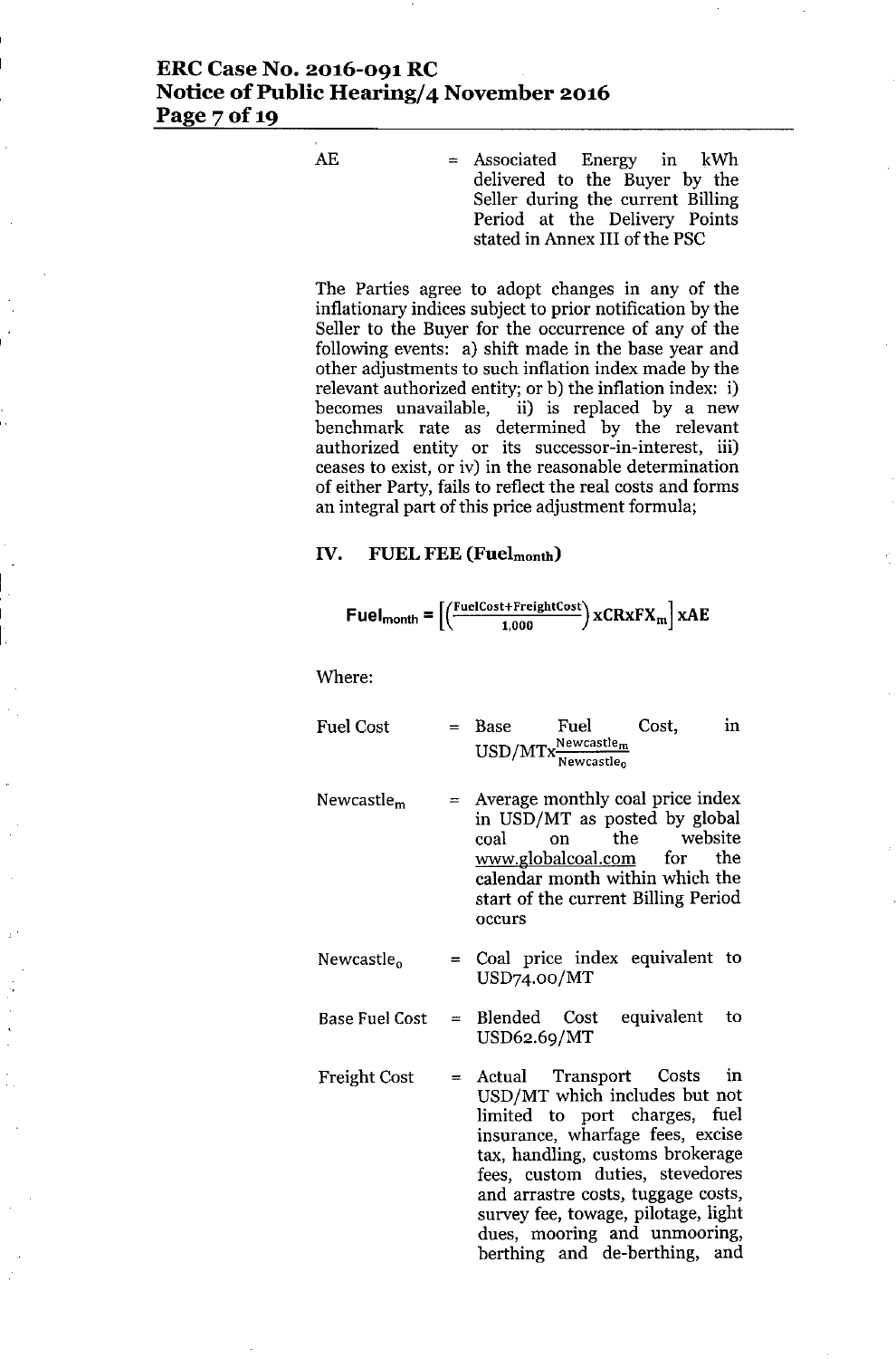| | | |
|---|---|---|
| AE | = | Associated Energy in kWh delivered to the Buyer by the Seller during the current Billing Period at the Delivery Points stated in Annex III of the PSC |

The Parties agree to adopt changes in any of the inflationary indices subject to prior notification by the Seller to the Buyer for the occurrence of any of the following events: a) shift made in the base year and other adjustments to such inflation index made by the relevant authorized entity; or b) the inflation index: i) becomes unavailable, ii) is replaced by a new benchmark rate as determined by the relevant authorized entity or its successor-in-interest, iii) ceases to exist, or iv) in the reasonable determination of either Party, fails to reflect the real costs and forms an integral part of this price adjustment formula;

## IV. FUEL FEE ($Fuel_{month}$)

$$\mathbf{Fuel_{month}} = \left[\left(\frac{\text{FuelCost}+\text{FreightCost}}{1{,}000}\right)\mathbf{x CRxFX_m}\right]\mathbf{xAE}$$

Where:

| | | |
|---|---|---|
| Fuel Cost | = | Base Fuel Cost, in USD/MTx$\frac{Newcastle_m}{Newcastle_0}$ |
| $Newcastle_m$ | = | Average monthly coal price index in USD/MT as posted by global coal on the website www.globalcoal.com for the calendar month within which the start of the current Billing Period occurs |
| $Newcastle_0$ | = | Coal price index equivalent to USD74.00/MT |
| Base Fuel Cost | = | Blended Cost equivalent to USD62.69/MT |
| Freight Cost | = | Actual Transport Costs in USD/MT which includes but not limited to port charges, fuel insurance, wharfage fees, excise tax, handling, customs brokerage fees, custom duties, stevedores and arrastre costs, tuggage costs, survey fee, towage, pilotage, light dues, mooring and unmooring, berthing and de-berthing, and |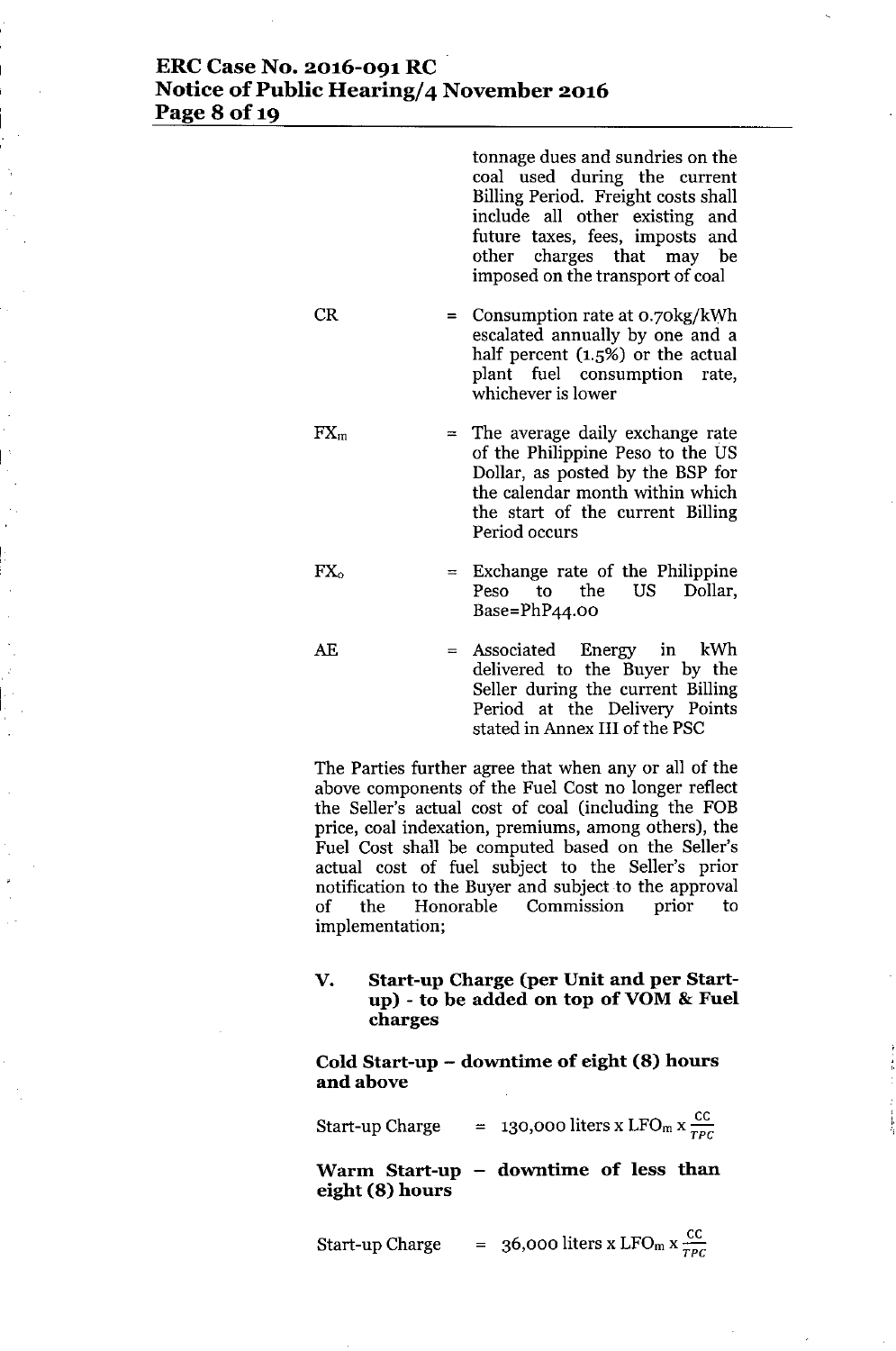tonnage dues and sundries on the coal used during the current Billing Period. Freight costs shall include all other existing and future taxes, fees, imposts and other charges that may be imposed on the transport of coal

| | | |
|---|---|---|
| CR | = | Consumption rate at 0.70kg/kWh escalated annually by one and a half percent (1.5%) or the actual plant fuel consumption rate, whichever is lower |
| $FX_m$ | = | The average daily exchange rate of the Philippine Peso to the US Dollar, as posted by the BSP for the calendar month within which the start of the current Billing Period occurs |
| $FX_o$ | = | Exchange rate of the Philippine Peso to the US Dollar, Base=PhP44.00 |
| AE | = | Associated Energy in kWh delivered to the Buyer by the Seller during the current Billing Period at the Delivery Points stated in Annex III of the PSC |

The Parties further agree that when any or all of the above components of the Fuel Cost no longer reflect the Seller's actual cost of coal (including the FOB price, coal indexation, premiums, among others), the Fuel Cost shall be computed based on the Seller's actual cost of fuel subject to the Seller's prior notification to the Buyer and subject to the approval of the Honorable Commission prior to implementation;

### V. Start-up Charge (per Unit and per Start-up) - to be added on top of VOM & Fuel charges

**Cold Start-up – downtime of eight (8) hours and above**

$$\text{Start-up Charge} = 130{,}000 \text{ liters} \times LFO_m \times \frac{CC}{TPC}$$

**Warm Start-up – downtime of less than eight (8) hours**

$$\text{Start-up Charge} = 36{,}000 \text{ liters} \times LFO_m \times \frac{CC}{TPC}$$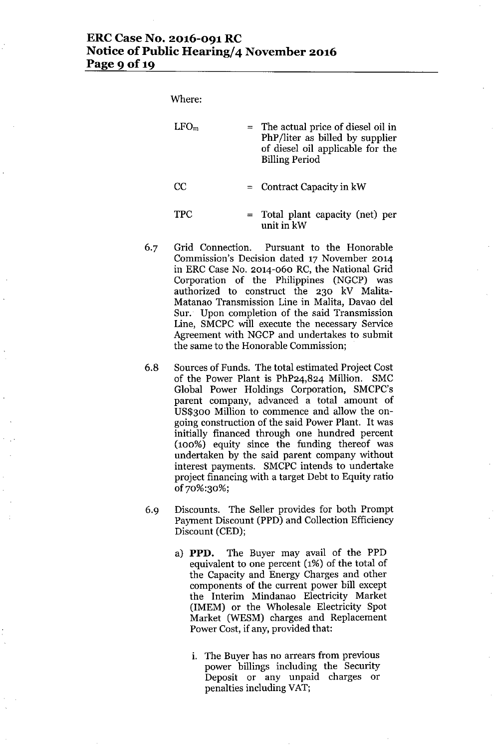Where:

| | | |
|---|---|---|
| $LFO_m$ | = | The actual price of diesel oil in PhP/liter as billed by supplier of diesel oil applicable for the Billing Period |
| CC | = | Contract Capacity in kW |
| TPC | = | Total plant capacity (net) per unit in kW |

6.7 Grid Connection. Pursuant to the Honorable Commission's Decision dated 17 November 2014 in ERC Case No. 2014-060 RC, the National Grid Corporation of the Philippines (NGCP) was authorized to construct the 230 kV Malita-Matanao Transmission Line in Malita, Davao del Sur. Upon completion of the said Transmission Line, SMCPC will execute the necessary Service Agreement with NGCP and undertakes to submit the same to the Honorable Commission;

6.8 Sources of Funds. The total estimated Project Cost of the Power Plant is PhP24,824 Million. SMC Global Power Holdings Corporation, SMCPC's parent company, advanced a total amount of US$300 Million to commence and allow the on-going construction of the said Power Plant. It was initially financed through one hundred percent (100%) equity since the funding thereof was undertaken by the said parent company without interest payments. SMCPC intends to undertake project financing with a target Debt to Equity ratio of 70%:30%;

6.9 Discounts. The Seller provides for both Prompt Payment Discount (PPD) and Collection Efficiency Discount (CED);

a) **PPD.** The Buyer may avail of the PPD equivalent to one percent (1%) of the total of the Capacity and Energy Charges and other components of the current power bill except the Interim Mindanao Electricity Market (IMEM) or the Wholesale Electricity Spot Market (WESM) charges and Replacement Power Cost, if any, provided that:

i. The Buyer has no arrears from previous power billings including the Security Deposit or any unpaid charges or penalties including VAT;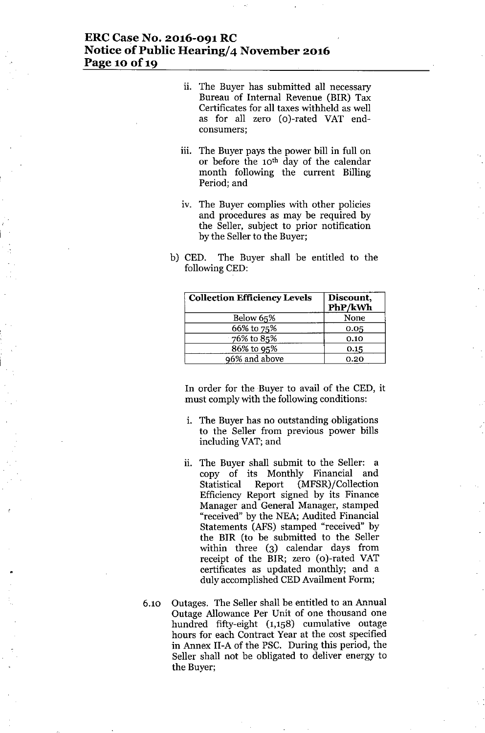ii. The Buyer has submitted all necessary Bureau of Internal Revenue (BIR) Tax Certificates for all taxes withheld as well as for all zero (0)-rated VAT end-consumers;

iii. The Buyer pays the power bill in full on or before the 10th day of the calendar month following the current Billing Period; and

iv. The Buyer complies with other policies and procedures as may be required by the Seller, subject to prior notification by the Seller to the Buyer;

b) CED. The Buyer shall be entitled to the following CED:

| Collection Efficiency Levels | Discount, PhP/kWh |
|---|---|
| Below 65% | None |
| 66% to 75% | 0.05 |
| 76% to 85% | 0.10 |
| 86% to 95% | 0.15 |
| 96% and above | 0.20 |

In order for the Buyer to avail of the CED, it must comply with the following conditions:

i. The Buyer has no outstanding obligations to the Seller from previous power bills including VAT; and

ii. The Buyer shall submit to the Seller: a copy of its Monthly Financial and Statistical Report (MFSR)/Collection Efficiency Report signed by its Finance Manager and General Manager, stamped "received" by the NEA; Audited Financial Statements (AFS) stamped "received" by the BIR (to be submitted to the Seller within three (3) calendar days from receipt of the BIR; zero (0)-rated VAT certificates as updated monthly; and a duly accomplished CED Availment Form;

6.10 Outages. The Seller shall be entitled to an Annual Outage Allowance Per Unit of one thousand one hundred fifty-eight (1,158) cumulative outage hours for each Contract Year at the cost specified in Annex II-A of the PSC. During this period, the Seller shall not be obligated to deliver energy to the Buyer;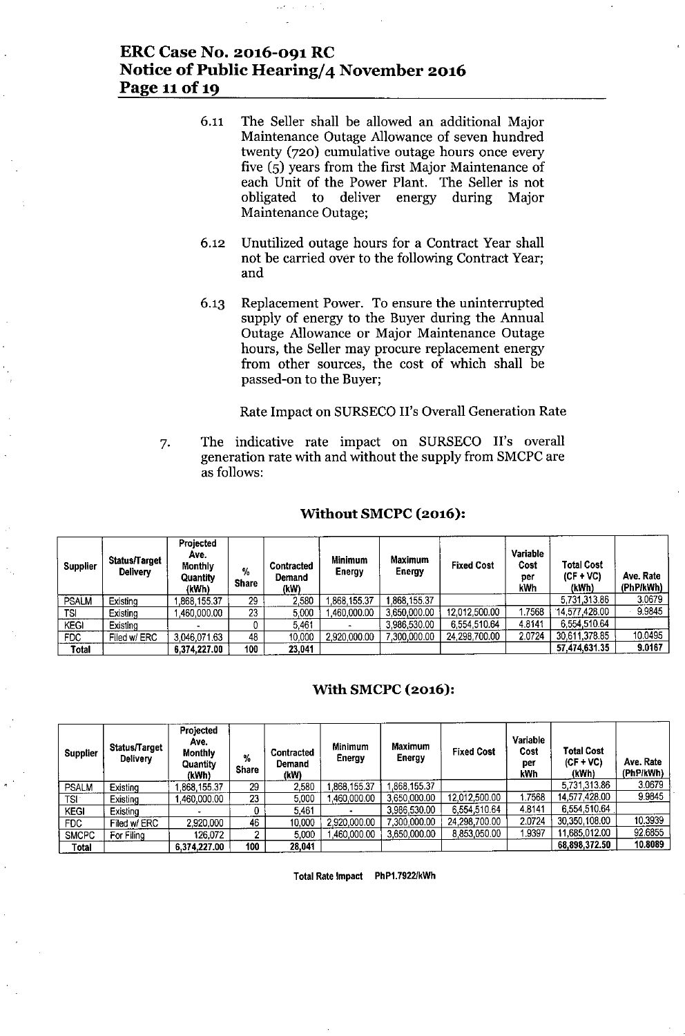6.11 The Seller shall be allowed an additional Major Maintenance Outage Allowance of seven hundred twenty (720) cumulative outage hours once every five (5) years from the first Major Maintenance of each Unit of the Power Plant. The Seller is not obligated to deliver energy during Major Maintenance Outage;

6.12 Unutilized outage hours for a Contract Year shall not be carried over to the following Contract Year; and

6.13 Replacement Power. To ensure the uninterrupted supply of energy to the Buyer during the Annual Outage Allowance or Major Maintenance Outage hours, the Seller may procure replacement energy from other sources, the cost of which shall be passed-on to the Buyer;

Rate Impact on SURSECO II's Overall Generation Rate

7. The indicative rate impact on SURSECO II's overall generation rate with and without the supply from SMCPC are as follows:

### Without SMCPC (2016):

| Supplier | Status/Target Delivery | Projected Ave. Monthly Quantity (kWh) | % Share | Contracted Demand (kW) | Minimum Energy | Maximum Energy | Fixed Cost | Variable Cost per kWh | Total Cost (CF + VC) (kWh) | Ave. Rate (PhP/kWh) |
|---|---|---|---|---|---|---|---|---|---|---|
| PSALM | Existing | 1,868,155.37 | 29 | 2,580 | 1,868,155.37 | 1,868,155.37 | | | 5,731,313.86 | 3.0679 |
| TSI | Existing | 1,460,000.00 | 23 | 5,000 | 1,460,000.00 | 3,650,000.00 | 12,012,500.00 | 1.7568 | 14,577,428.00 | 9.9845 |
| KEGI | Existing | - | 0 | 5,461 | - | 3,986,530.00 | 6,554,510.64 | 4.8141 | 6,554,510.64 | |
| FDC | Filed w/ ERC | 3,046,071.63 | 48 | 10,000 | 2,920,000.00 | 7,300,000.00 | 24,298,700.00 | 2.0724 | 30,611,378.85 | 10.0495 |
| **Total** | | **6,374,227.00** | **100** | **23,041** | | | | | **57,474,631.35** | **9.0167** |

### With SMCPC (2016):

| Supplier | Status/Target Delivery | Projected Ave. Monthly Quantity (kWh) | % Share | Contracted Demand (kW) | Minimum Energy | Maximum Energy | Fixed Cost | Variable Cost per kWh | Total Cost (CF + VC) (kWh) | Ave. Rate (PhP/kWh) |
|---|---|---|---|---|---|---|---|---|---|---|
| PSALM | Existing | 1,868,155.37 | 29 | 2,580 | 1,868,155.37 | 1,868,155.37 | | | 5,731,313.86 | 3.0679 |
| TSI | Existing | 1,460,000.00 | 23 | 5,000 | 1,460,000.00 | 3,650,000.00 | 12,012,500.00 | 1.7568 | 14,577,428.00 | 9.9845 |
| KEGI | Existing | - | 0 | 5,461 | - | 3,986,530.00 | 6,554,510.64 | 4.8141 | 6,554,510.64 | |
| FDC | Filed w/ ERC | 2,920,000 | 46 | 10,000 | 2,920,000.00 | 7,300,000.00 | 24,298,700.00 | 2.0724 | 30,350,108.00 | 10.3939 |
| SMCPC | For Filing | 126,072 | 2 | 5,000 | 1,460,000.00 | 3,650,000.00 | 8,853,050.00 | 1.9397 | 11,685,012.00 | 92.6855 |
| **Total** | | **6,374,227.00** | **100** | **28,041** | | | | | **68,898,372.50** | **10.8089** |

**Total Rate Impact PhP1.7922/kWh**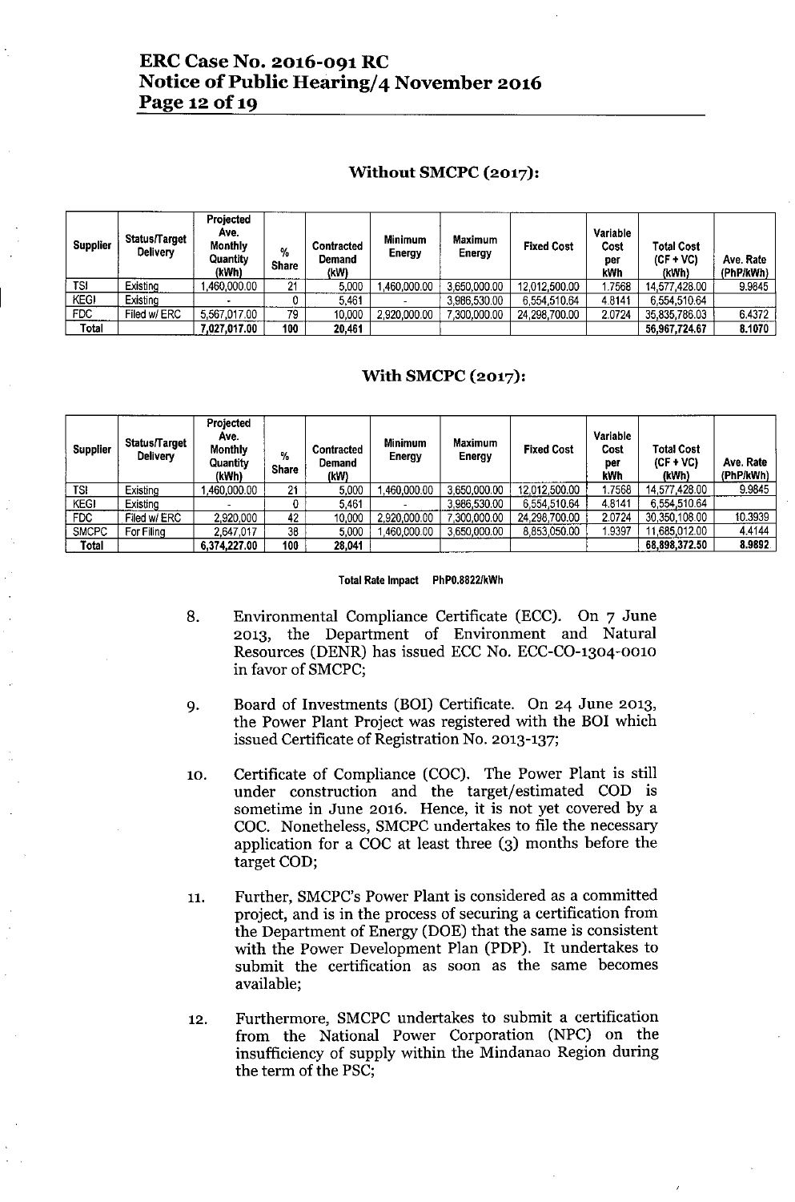### Without SMCPC (2017):

| Supplier | Status/Target Delivery | Projected Ave. Monthly Quantity (kWh) | % Share | Contracted Demand (kW) | Minimum Energy | Maximum Energy | Fixed Cost | Variable Cost per kWh | Total Cost (CF + VC) (kWh) | Ave. Rate (PhP/kWh) |
|---|---|---|---|---|---|---|---|---|---|---|
| TSI | Existing | 1,460,000.00 | 21 | 5,000 | 1,460,000.00 | 3,650,000.00 | 12,012,500.00 | 1.7568 | 14,577,428.00 | 9.9845 |
| KEGI | Existing | - | 0 | 5,461 | - | 3,986,530.00 | 6,554,510.64 | 4.8141 | 6,554,510.64 | |
| FDC | Filed w/ ERC | 5,567,017.00 | 79 | 10,000 | 2,920,000.00 | 7,300,000.00 | 24,298,700.00 | 2.0724 | 35,835,786.03 | 6.4372 |
| Total | | 7,027,017.00 | 100 | 20,461 | | | | | 56,967,724.67 | 8.1070 |

### With SMCPC (2017):

| Supplier | Status/Target Delivery | Projected Ave. Monthly Quantity (kWh) | % Share | Contracted Demand (kW) | Minimum Energy | Maximum Energy | Fixed Cost | Variable Cost per kWh | Total Cost (CF + VC) (kWh) | Ave. Rate (PhP/kWh) |
|---|---|---|---|---|---|---|---|---|---|---|
| TSI | Existing | 1,460,000.00 | 21 | 5,000 | 1,460,000.00 | 3,650,000.00 | 12,012,500.00 | 1.7568 | 14,577,428.00 | 9.9845 |
| KEGI | Existing | - | 0 | 5,461 | - | 3,986,530.00 | 6,554,510.64 | 4.8141 | 6,554,510.64 | |
| FDC | Filed w/ ERC | 2,920,000 | 42 | 10,000 | 2,920,000.00 | 7,300,000.00 | 24,298,700.00 | 2.0724 | 30,350,108.00 | 10.3939 |
| SMCPC | For Filing | 2,647,017 | 38 | 5,000 | 1,460,000.00 | 3,650,000.00 | 8,853,050.00 | 1.9397 | 11,685,012.00 | 4.4144 |
| Total | | 6,374,227.00 | 100 | 28,041 | | | | | 68,898,372.50 | 8.9892 |

**Total Rate Impact PhP0.8822/kWh**

8. Environmental Compliance Certificate (ECC). On 7 June 2013, the Department of Environment and Natural Resources (DENR) has issued ECC No. ECC-CO-1304-0010 in favor of SMCPC;

9. Board of Investments (BOI) Certificate. On 24 June 2013, the Power Plant Project was registered with the BOI which issued Certificate of Registration No. 2013-137;

10. Certificate of Compliance (COC). The Power Plant is still under construction and the target/estimated COD is sometime in June 2016. Hence, it is not yet covered by a COC. Nonetheless, SMCPC undertakes to file the necessary application for a COC at least three (3) months before the target COD;

11. Further, SMCPC's Power Plant is considered as a committed project, and is in the process of securing a certification from the Department of Energy (DOE) that the same is consistent with the Power Development Plan (PDP). It undertakes to submit the certification as soon as the same becomes available;

12. Furthermore, SMCPC undertakes to submit a certification from the National Power Corporation (NPC) on the insufficiency of supply within the Mindanao Region during the term of the PSC;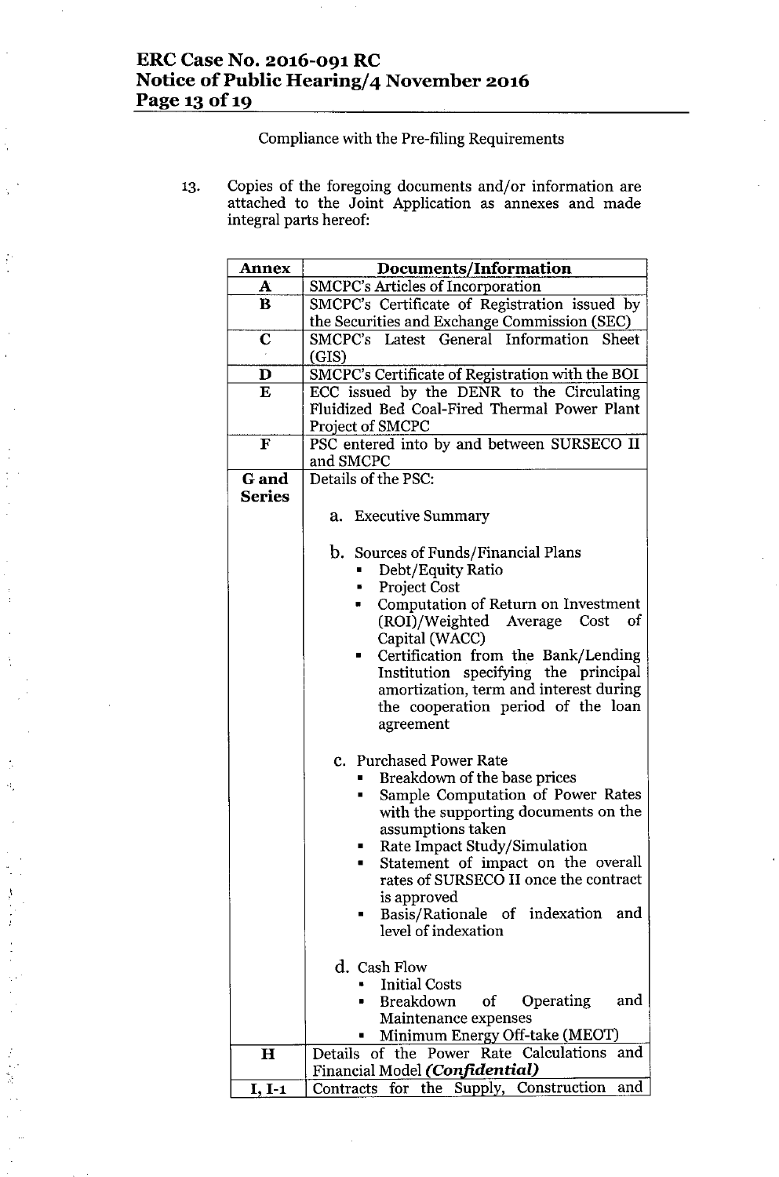Compliance with the Pre-filing Requirements

13. Copies of the foregoing documents and/or information are attached to the Joint Application as annexes and made integral parts hereof:

| Annex | Documents/Information |
|---|---|
| **A** | SMCPC's Articles of Incorporation |
| **B** | SMCPC's Certificate of Registration issued by the Securities and Exchange Commission (SEC) |
| **C** | SMCPC's Latest General Information Sheet (GIS) |
| **D** | SMCPC's Certificate of Registration with the BOI |
| **E** | ECC issued by the DENR to the Circulating Fluidized Bed Coal-Fired Thermal Power Plant Project of SMCPC |
| **F** | PSC entered into by and between SURSECO II and SMCPC |
| **G and Series** | Details of the PSC:<br><br>a. Executive Summary<br><br>b. Sources of Funds/Financial Plans<br>▪ Debt/Equity Ratio<br>▪ Project Cost<br>▪ Computation of Return on Investment (ROI)/Weighted Average Cost of Capital (WACC)<br>▪ Certification from the Bank/Lending Institution specifying the principal amortization, term and interest during the cooperation period of the loan agreement<br><br>c. Purchased Power Rate<br>▪ Breakdown of the base prices<br>▪ Sample Computation of Power Rates with the supporting documents on the assumptions taken<br>▪ Rate Impact Study/Simulation<br>▪ Statement of impact on the overall rates of SURSECO II once the contract is approved<br>▪ Basis/Rationale of indexation and level of indexation<br><br>d. Cash Flow<br>▪ Initial Costs<br>▪ Breakdown of Operating and Maintenance expenses<br>▪ Minimum Energy Off-take (MEOT) |
| **H** | Details of the Power Rate Calculations and Financial Model ***(Confidential)*** |
| **I, I-1** | Contracts for the Supply, Construction and |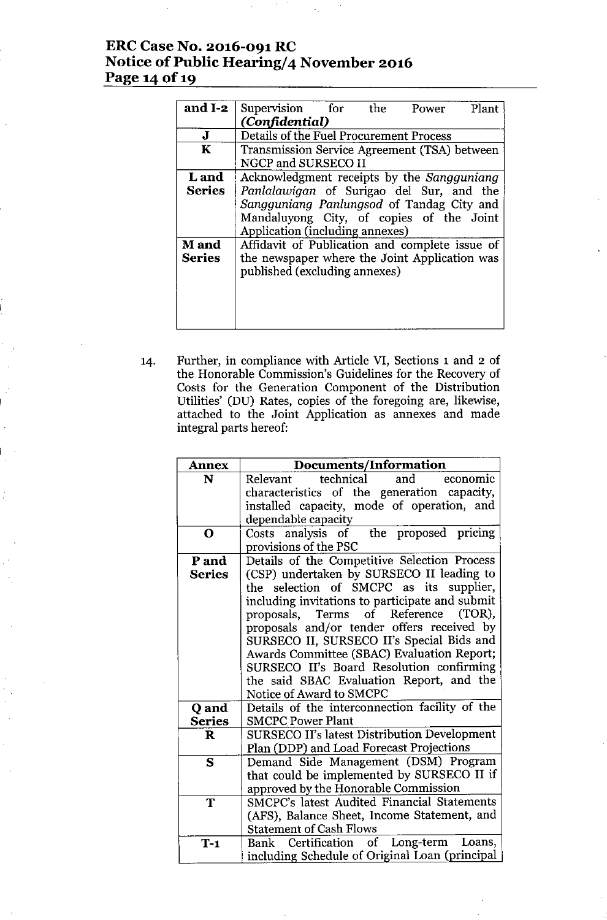| and I-2 | Supervision for the Power Plant *(Confidential)* |
|---|---|
| J | Details of the Fuel Procurement Process |
| K | Transmission Service Agreement (TSA) between NGCP and SURSECO II |
| L and Series | Acknowledgment receipts by the *Sangguniang Panlalawigan* of Surigao del Sur, and the *Sangguniang Panlungsod* of Tandag City and Mandaluyong City, of copies of the Joint Application (including annexes) |
| M and Series | Affidavit of Publication and complete issue of the newspaper where the Joint Application was published (excluding annexes) |

14. Further, in compliance with Article VI, Sections 1 and 2 of the Honorable Commission's Guidelines for the Recovery of Costs for the Generation Component of the Distribution Utilities' (DU) Rates, copies of the foregoing are, likewise, attached to the Joint Application as annexes and made integral parts hereof:

| Annex | Documents/Information |
|---|---|
| N | Relevant technical and economic characteristics of the generation capacity, installed capacity, mode of operation, and dependable capacity |
| O | Costs analysis of the proposed pricing provisions of the PSC |
| P and Series | Details of the Competitive Selection Process (CSP) undertaken by SURSECO II leading to the selection of SMCPC as its supplier, including invitations to participate and submit proposals, Terms of Reference (TOR), proposals and/or tender offers received by SURSECO II, SURSECO II's Special Bids and Awards Committee (SBAC) Evaluation Report; SURSECO II's Board Resolution confirming the said SBAC Evaluation Report, and the Notice of Award to SMCPC |
| Q and Series | Details of the interconnection facility of the SMCPC Power Plant |
| R | SURSECO II's latest Distribution Development Plan (DDP) and Load Forecast Projections |
| S | Demand Side Management (DSM) Program that could be implemented by SURSECO II if approved by the Honorable Commission |
| T | SMCPC's latest Audited Financial Statements (AFS), Balance Sheet, Income Statement, and Statement of Cash Flows |
| T-1 | Bank Certification of Long-term Loans, including Schedule of Original Loan (principal |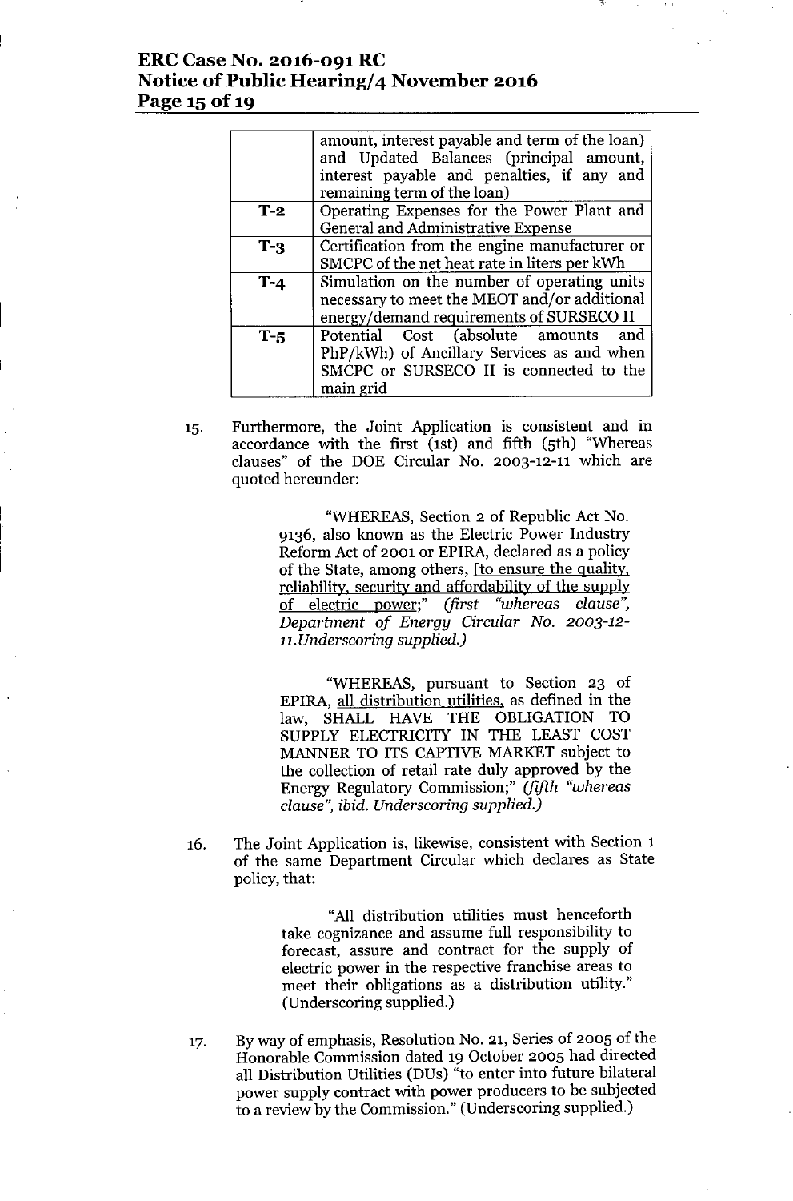| | |
|---|---|
| | amount, interest payable and term of the loan) and Updated Balances (principal amount, interest payable and penalties, if any and remaining term of the loan) |
| **T-2** | Operating Expenses for the Power Plant and General and Administrative Expense |
| **T-3** | Certification from the engine manufacturer or SMCPC of the net heat rate in liters per kWh |
| **T-4** | Simulation on the number of operating units necessary to meet the MEOT and/or additional energy/demand requirements of SURSECO II |
| **T-5** | Potential Cost (absolute amounts and PhP/kWh) of Ancillary Services as and when SMCPC or SURSECO II is connected to the main grid |

15. Furthermore, the Joint Application is consistent and in accordance with the first (1st) and fifth (5th) "Whereas clauses" of the DOE Circular No. 2003-12-11 which are quoted hereunder:

> "WHEREAS, Section 2 of Republic Act No. 9136, also known as the Electric Power Industry Reform Act of 2001 or EPIRA, declared as a policy of the State, among others, [to ensure the quality, reliability, security and affordability of the supply of electric power;" *(first "whereas clause", Department of Energy Circular No. 2003-12-11.Underscoring supplied.)*

> "WHEREAS, pursuant to Section 23 of EPIRA, all distribution utilities, as defined in the law, SHALL HAVE THE OBLIGATION TO SUPPLY ELECTRICITY IN THE LEAST COST MANNER TO ITS CAPTIVE MARKET subject to the collection of retail rate duly approved by the Energy Regulatory Commission;" *(fifth "whereas clause", ibid. Underscoring supplied.)*

16. The Joint Application is, likewise, consistent with Section 1 of the same Department Circular which declares as State policy, that:

> "All distribution utilities must henceforth take cognizance and assume full responsibility to forecast, assure and contract for the supply of electric power in the respective franchise areas to meet their obligations as a distribution utility." (Underscoring supplied.)

17. By way of emphasis, Resolution No. 21, Series of 2005 of the Honorable Commission dated 19 October 2005 had directed all Distribution Utilities (DUs) "to enter into future bilateral power supply contract with power producers to be subjected to a review by the Commission." (Underscoring supplied.)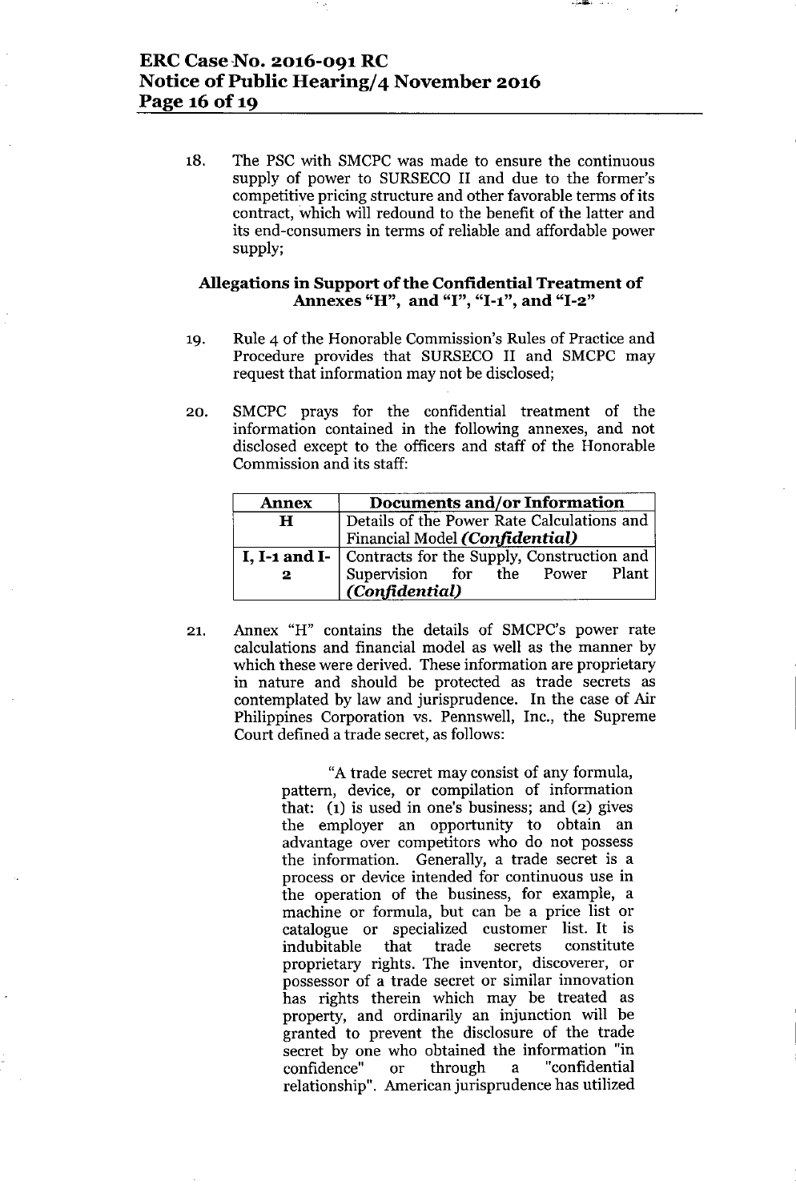18. The PSC with SMCPC was made to ensure the continuous supply of power to SURSECO II and due to the former's competitive pricing structure and other favorable terms of its contract, which will redound to the benefit of the latter and its end-consumers in terms of reliable and affordable power supply;

## Allegations in Support of the Confidential Treatment of Annexes "H", and "I", "I-1", and "I-2"

19. Rule 4 of the Honorable Commission's Rules of Practice and Procedure provides that SURSECO II and SMCPC may request that information may not be disclosed;

20. SMCPC prays for the confidential treatment of the information contained in the following annexes, and not disclosed except to the officers and staff of the Honorable Commission and its staff:

| Annex | Documents and/or Information |
|---|---|
| **H** | Details of the Power Rate Calculations and Financial Model ***(Confidential)*** |
| **I, I-1 and I-2** | Contracts for the Supply, Construction and Supervision for the Power Plant ***(Confidential)*** |

21. Annex "H" contains the details of SMCPC's power rate calculations and financial model as well as the manner by which these were derived. These information are proprietary in nature and should be protected as trade secrets as contemplated by law and jurisprudence. In the case of Air Philippines Corporation vs. Pennswell, Inc., the Supreme Court defined a trade secret, as follows:

> "A trade secret may consist of any formula, pattern, device, or compilation of information that: (1) is used in one's business; and (2) gives the employer an opportunity to obtain an advantage over competitors who do not possess the information. Generally, a trade secret is a process or device intended for continuous use in the operation of the business, for example, a machine or formula, but can be a price list or catalogue or specialized customer list. It is indubitable that trade secrets constitute proprietary rights. The inventor, discoverer, or possessor of a trade secret or similar innovation has rights therein which may be treated as property, and ordinarily an injunction will be granted to prevent the disclosure of the trade secret by one who obtained the information "in confidence" or through a "confidential relationship". American jurisprudence has utilized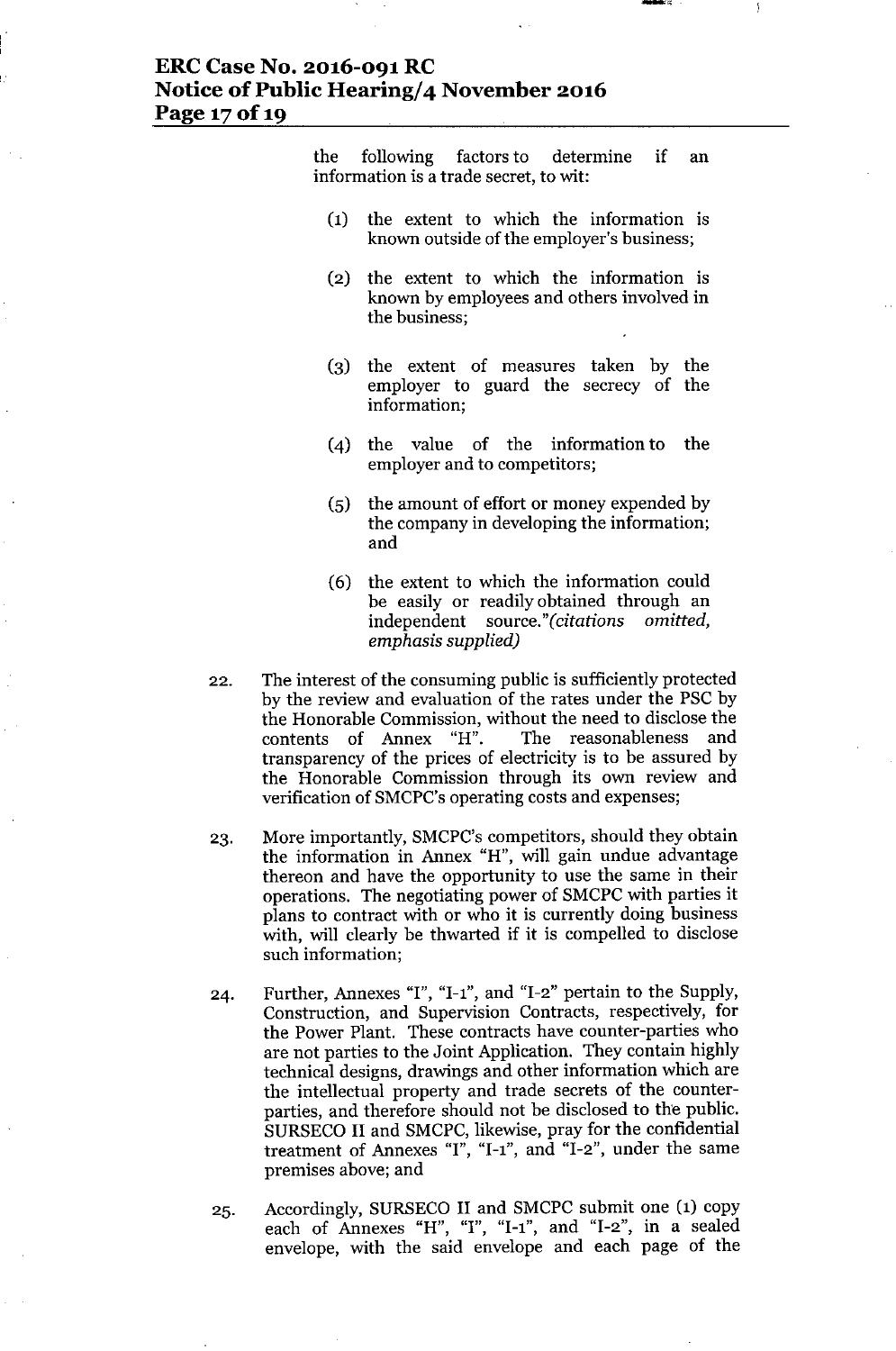the following factors to determine if an information is a trade secret, to wit:

(1) the extent to which the information is known outside of the employer's business;

(2) the extent to which the information is known by employees and others involved in the business;

(3) the extent of measures taken by the employer to guard the secrecy of the information;

(4) the value of the information to the employer and to competitors;

(5) the amount of effort or money expended by the company in developing the information; and

(6) the extent to which the information could be easily or readily obtained through an independent source."*(citations omitted, emphasis supplied)*

22. The interest of the consuming public is sufficiently protected by the review and evaluation of the rates under the PSC by the Honorable Commission, without the need to disclose the contents of Annex "H". The reasonableness and transparency of the prices of electricity is to be assured by the Honorable Commission through its own review and verification of SMCPC's operating costs and expenses;

23. More importantly, SMCPC's competitors, should they obtain the information in Annex "H", will gain undue advantage thereon and have the opportunity to use the same in their operations. The negotiating power of SMCPC with parties it plans to contract with or who it is currently doing business with, will clearly be thwarted if it is compelled to disclose such information;

24. Further, Annexes "I", "I-1", and "I-2" pertain to the Supply, Construction, and Supervision Contracts, respectively, for the Power Plant. These contracts have counter-parties who are not parties to the Joint Application. They contain highly technical designs, drawings and other information which are the intellectual property and trade secrets of the counter-parties, and therefore should not be disclosed to the public. SURSECO II and SMCPC, likewise, pray for the confidential treatment of Annexes "I", "I-1", and "I-2", under the same premises above; and

25. Accordingly, SURSECO II and SMCPC submit one (1) copy each of Annexes "H", "I", "I-1", and "I-2", in a sealed envelope, with the said envelope and each page of the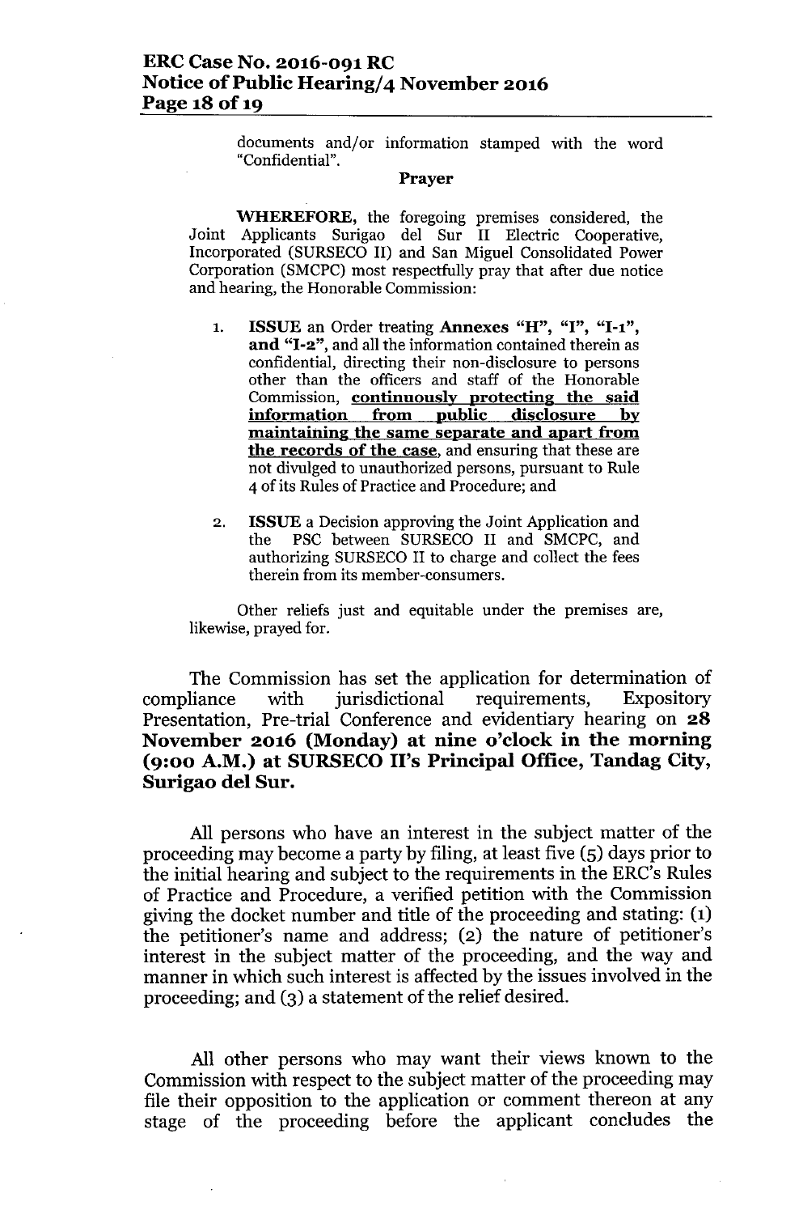documents and/or information stamped with the word "Confidential".

**Prayer**

**WHEREFORE,** the foregoing premises considered, the Joint Applicants Surigao del Sur II Electric Cooperative, Incorporated (SURSECO II) and San Miguel Consolidated Power Corporation (SMCPC) most respectfully pray that after due notice and hearing, the Honorable Commission:

1. **ISSUE** an Order treating **Annexes "H", "I", "I-1", and "I-2"**, and all the information contained therein as confidential, directing their non-disclosure to persons other than the officers and staff of the Honorable Commission, **continuously protecting the said information from public disclosure by maintaining the same separate and apart from the records of the case**, and ensuring that these are not divulged to unauthorized persons, pursuant to Rule 4 of its Rules of Practice and Procedure; and

2. **ISSUE** a Decision approving the Joint Application and the PSC between SURSECO II and SMCPC, and authorizing SURSECO II to charge and collect the fees therein from its member-consumers.

Other reliefs just and equitable under the premises are, likewise, prayed for.

The Commission has set the application for determination of compliance with jurisdictional requirements, Expository Presentation, Pre-trial Conference and evidentiary hearing on **28 November 2016 (Monday) at nine o'clock in the morning (9:00 A.M.) at SURSECO II's Principal Office, Tandag City, Surigao del Sur.**

All persons who have an interest in the subject matter of the proceeding may become a party by filing, at least five (5) days prior to the initial hearing and subject to the requirements in the ERC's Rules of Practice and Procedure, a verified petition with the Commission giving the docket number and title of the proceeding and stating: (1) the petitioner's name and address; (2) the nature of petitioner's interest in the subject matter of the proceeding, and the way and manner in which such interest is affected by the issues involved in the proceeding; and (3) a statement of the relief desired.

All other persons who may want their views known to the Commission with respect to the subject matter of the proceeding may file their opposition to the application or comment thereon at any stage of the proceeding before the applicant concludes the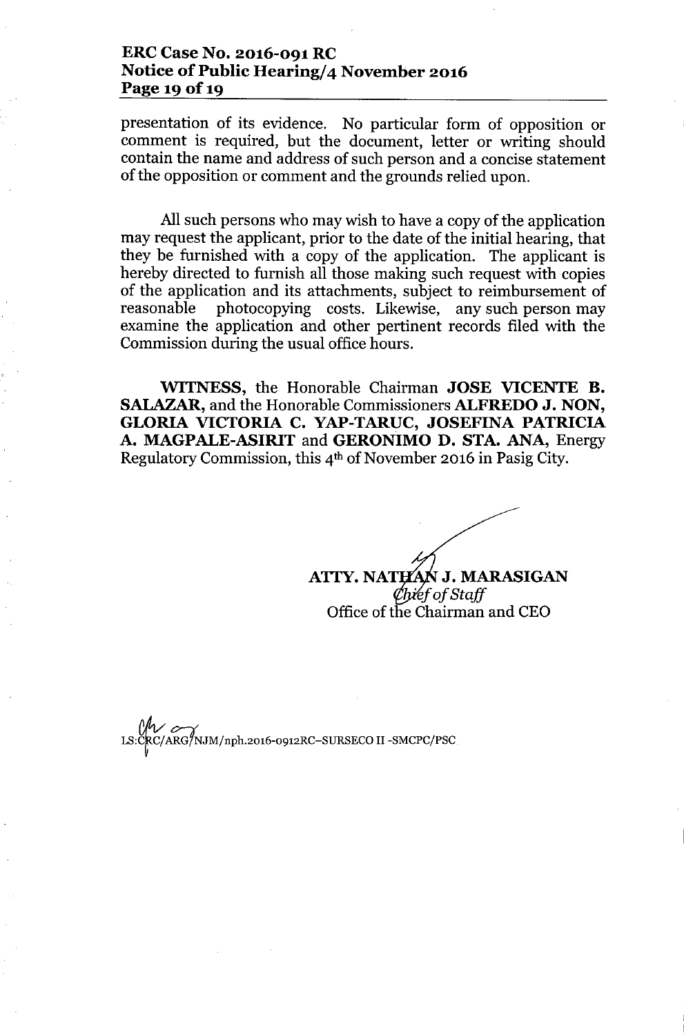presentation of its evidence. No particular form of opposition or comment is required, but the document, letter or writing should contain the name and address of such person and a concise statement of the opposition or comment and the grounds relied upon.

All such persons who may wish to have a copy of the application may request the applicant, prior to the date of the initial hearing, that they be furnished with a copy of the application. The applicant is hereby directed to furnish all those making such request with copies of the application and its attachments, subject to reimbursement of reasonable photocopying costs. Likewise, any such person may examine the application and other pertinent records filed with the Commission during the usual office hours.

**WITNESS**, the Honorable Chairman **JOSE VICENTE B. SALAZAR**, and the Honorable Commissioners **ALFREDO J. NON, GLORIA VICTORIA C. YAP-TARUC, JOSEFINA PATRICIA A. MAGPALE-ASIRIT** and **GERONIMO D. STA. ANA**, Energy Regulatory Commission, this 4th of November 2016 in Pasig City.

**ATTY. NATHAN J. MARASIGAN**
*Chief of Staff*
Office of the Chairman and CEO

LS:CRC/ARG/NJM/nph.2016-0912RC–SURSECO II -SMCPC/PSC